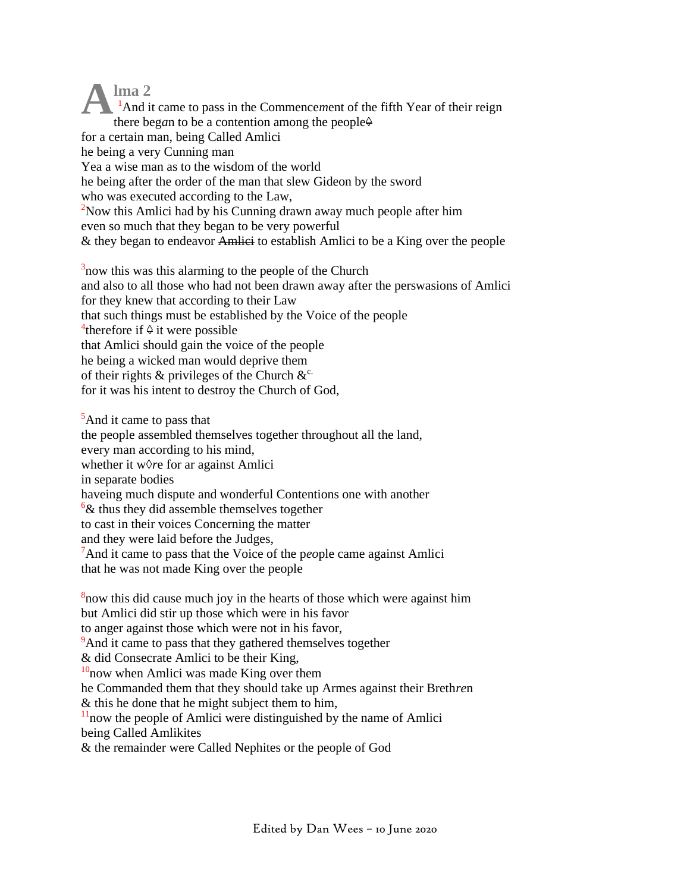# Alma 2

[1]And it came to pass in the Commence*m*ent of the fifth Year of their reign
there beg*a*n to be a contention among the people≙
for a certain man, being Called Amlici
he being a very Cunning man
Yea a wise man as to the wisdom of the world
he being after the order of the man that slew Gideon by the sword
who was executed according to the Law,
[2]Now this Amlici had by his Cunning drawn away much people after him
even so much that they began to be very powerful
& they began to endeavor ~~Amlici~~ to establish Amlici to be a King over the people

[3]now this was this alarming to the people of the Church
and also to all those who had not been drawn away after the perswasions of Amlici
for they knew that according to their Law
that such things must be established by the Voice of the people
[4]therefore if ≙ it were possible
that Amlici should gain the voice of the people
he being a wicked man would deprive them
of their rights & privileges of the Church &[c.]
for it was his intent to destroy the Church of God,

[5]And it came to pass that
the people assembled themselves together throughout all the land,
every man according to his mind,
whether it w◊*r*e for ar against Amlici
in separate bodies
haveing much dispute and wonderful Contentions one with another
[6]& thus they did assemble themselves together
to cast in their voices Concerning the matter
and they were laid before the Judges,
[7]And it came to pass that the Voice of the p*e*ople came against Amlici
that he was not made King over the people

[8]now this did cause much joy in the hearts of those which were against him
but Amlici did stir up those which were in his favor
to anger against those which were not in his favor,
[9]And it came to pass that they gathered themselves together
& did Consecrate Amlici to be their King,
[10]now when Amlici was made King over them
he Commanded them that they should take up Armes against their Breth*re*n
& this he done that he might subject them to him,
[11]now the people of Amlici were distinguished by the name of Amlici
being Called Amlikites
& the remainder were Called Nephites or the people of God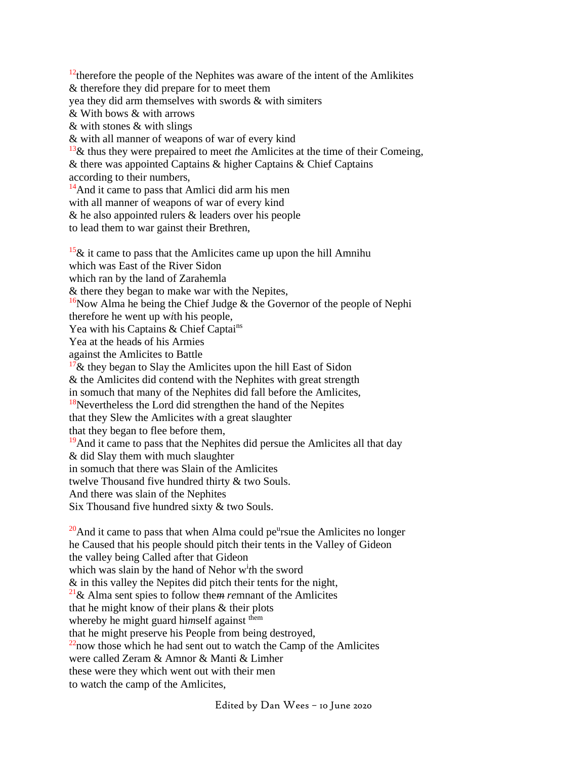[12]therefore the people of the Nephites was aware of the intent of the Amlikites
& therefore they did prepare for to meet them
yea they did arm themselves with swords & with simiters
& With bows & with arrows
& with stones & with slings
& with all manner of weapons of war of every kind
[13]& thus they were prepaired to meet *t*he Amlicites at the time of their Comeing,
& there was appointed Captains & higher Captains & Chief Captains
according to their numb*e*rs,
[14]And it came to pass that Amlici did arm his men
with all manner of weapons of war of every kind
& he also appoin*t*ed rulers & leaders over his people
to lead them to war gainst their Brethren,

[15]& it came to pass that the Amlicites came up upon the hill Amnihu
which was East of the River Sidon
which ran by the land of Zarahemla
& there they began to make war with the Nepites,
[16]Now Alma he being the Chief Judge & the Governor of the people of Nephi
therefore he went up w*i*th his people,
Yea with his Captains & Chief Captai[ns]
Yea at the heads of his Armies
against the Amlicites to Battle
[17]& they be*g*an to Slay the Amlicites upon the hill East of Sidon
& the Amlicites did contend with the Nephites with great strength
in somuch that many of the Nephites did fall before the Amlicites,
[18]Nevertheless the Lord did strengthen the hand of the Nepites
that they Slew the Amlicites w*i*th a great slaughter
that they began to flee before them,
[19]And it came to pass that the Nephites did persue the Amlicites all that day
& did Slay them with much slaughter
in somuch that there was Slain of the Amlicites
twelve Thousand five hundred thirty & two Souls.
And there was slain of the Nephites
Six Thousand five hundred sixty & two Souls.

[20]And it came to pass that when Alma could pe[u]rsue the Amlicites no longer
he Caused that his people should pitch their tents in the Valley of Gideon
the valley being Called after that Gideon
which was slain by the hand of Nehor w[i]*t*h the sword
& in this valley the Nepites did pitch their tents for the night,
[21]& Alma sent spies to follow the~~m~~ *re*mnant of the Amlicites
that he might know of their plans & their plots
whereby he might guard hi*m*self against [them]
that he might preserve his People from being destroyed,
[22]now those which he had sent out to watch the Camp of the Amlicites
were called Zeram & Amnor & Manti & Limher
these were they which went out with their men
to watch the camp of the Amlicites,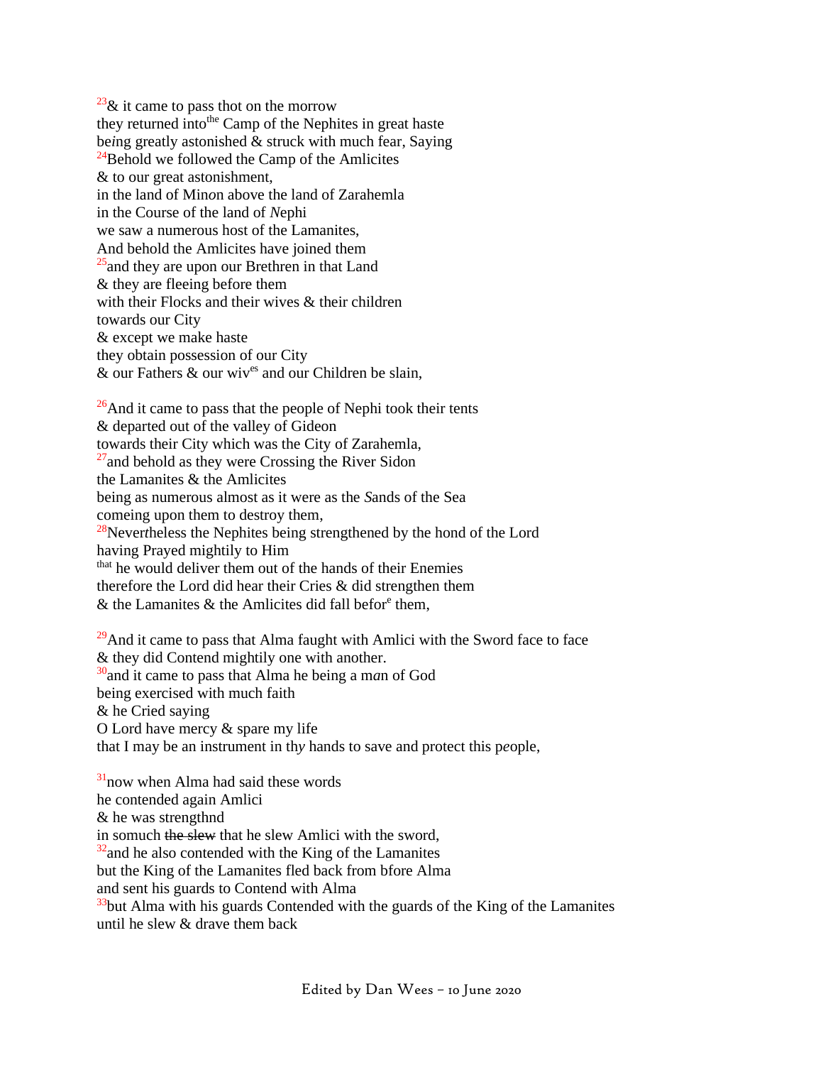[23]& it came to pass thot on the morrow
they returned into[the] Camp of the Nephites in great haste
being greatly astonished & struck with much fear, Saying
[24]Behold we followed the Camp of the Amlicites
& to our great astonishment,
in the land of Minon above the land of Zarahemla
in the Course of the land of Nephi
we saw a numerous host of the Lamanites,
And behold the Amlicites have joined them
[25]and they are upon our Brethren in that Land
& they are fleeing before them
with their Flocks and their wives & their children
towards our City
& except we make haste
they obtain possession of our City
& our Fathers & our wiv[es] and our Children be slain,

[26]And it came to pass that the people of Nephi took their tents
& departed out of the valley of Gideon
towards their City which was the City of Zarahemla,
[27]and behold as they were Crossing the River Sidon
the Lamanites & the Amlicites
being as numerous almost as it were as the Sands of the Sea
comeing upon them to destroy them,
[28]Nevertheless the Nephites being strengthened by the hond of the Lord
having Prayed mightily to Him
[that] he would deliver them out of the hands of their Enemies
therefore the Lord did hear their Cries & did strengthen them
& the Lamanites & the Amlicites did fall befor[e] them,

[29]And it came to pass that Alma faught with Amlici with the Sword face to face
& they did Contend mightily one with another.
[30]and it came to pass that Alma he being a man of God
being exercised with much faith
& he Cried saying
O Lord have mercy & spare my life
that I may be an instrument in thy hands to save and protect this people,

[31]now when Alma had said these words
he contended again Amlici
& he was strengthnd
in somuch ~~the slew~~ that he slew Amlici with the sword,
[32]and he also contended with the King of the Lamanites
but the King of the Lamanites fled back from bfore Alma
and sent his guards to Contend with Alma
[33]but Alma with his guards Contended with the guards of the King of the Lamanites
until he slew & drave them back

Edited by Dan Wees – 10 June 2020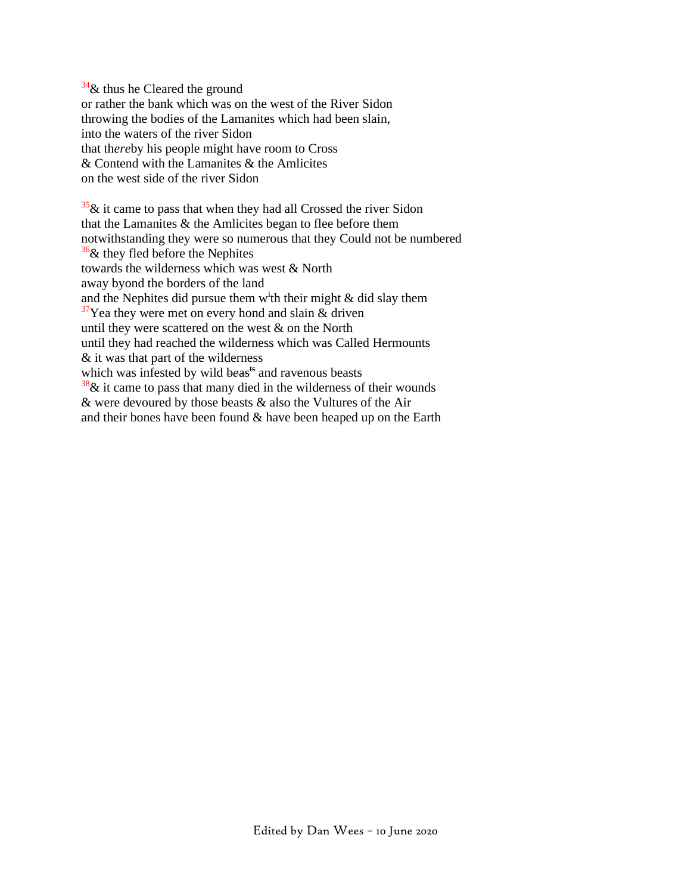[34]& thus he Cleared the ground
or rather the bank which was on the west of the River Sidon
throwing the bodies of the Lamanites which had been slain,
into the waters of the river Sidon
that th*ere*by his people might have room to Cross
& Contend with the Lamanites & the Amlicites
on the west side of the river Sidon

[35]& it came to pass that when they had all Crossed the river Sidon
that the Lamanites & the Amlicites began to flee before them
notwithstanding they were so numerous that they Could not be numbered
[36]& they fled before the Nephites
towards the wilderness which was west & North
away byond the borders of the land
and the Nephites did pursue them w[i]th their might & did slay them
[37]Yea they were met on every hond and slain & driven
until they were scattered on the west & on the North
until they had reached the wilderness which was Called Hermounts
& it was that part of the wilderness
which was infested by wild ~~beas~~[ts] and ravenous beasts
[38]& it came to pass that many died in the wilderness of their wounds
& were devoured by those beasts & also the Vultures of the Air
and their bones have been found & have been heaped up on the Earth

Edited by Dan Wees – 10 June 2020